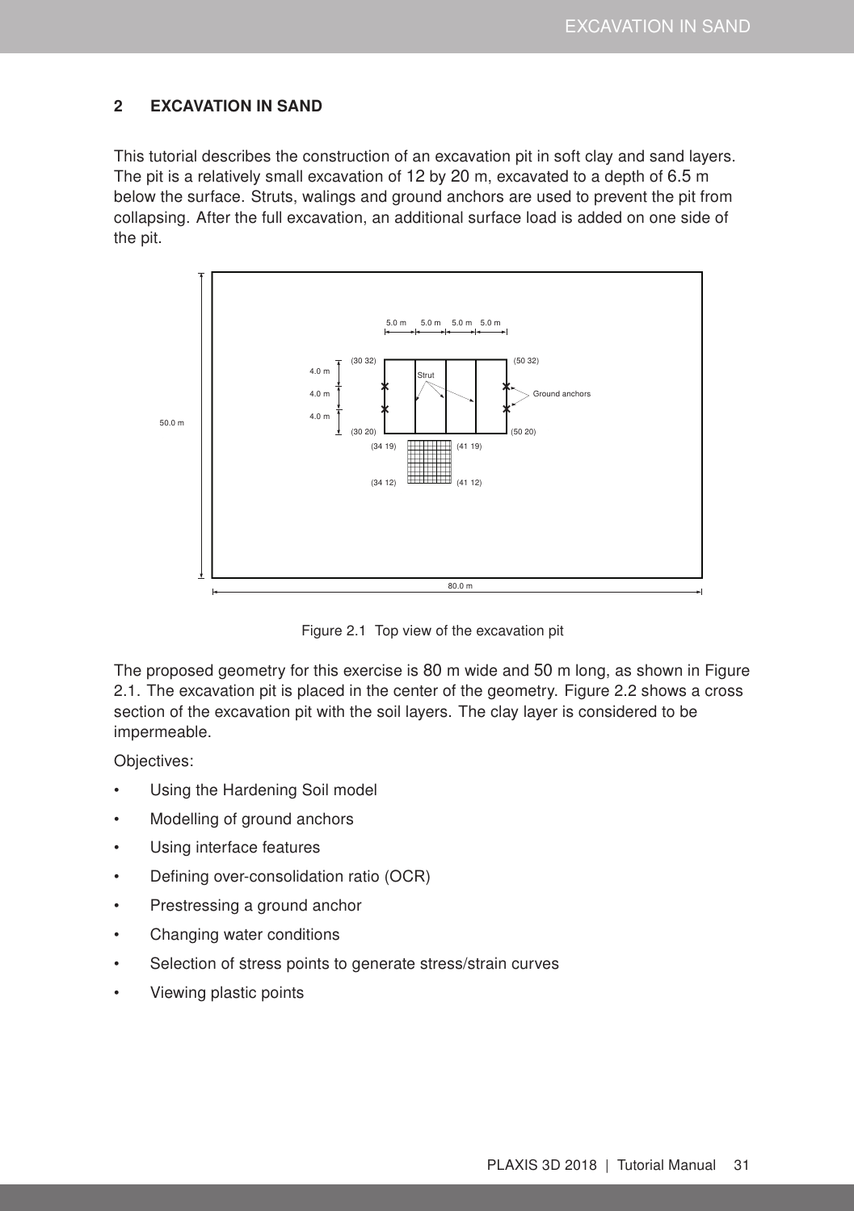## 2 EXCAVATION IN SAND

This tutorial describes the construction of an excavation pit in soft clay and sand layers. The pit is a relatively small excavation of 12 by 20 m, excavated to a depth of 6.5 m below the surface. Struts, walings and ground anchors are used to prevent the pit from collapsing. After the full excavation, an additional surface load is added on one side of the pit.

Figure 2.1 Top view of the excavation pit

The proposed geometry for this exercise is 80 m wide and 50 m long, as shown in Figure 2.1. The excavation pit is placed in the center of the geometry. Figure 2.2 shows a cross section of the excavation pit with the soil layers. The clay layer is considered to be impermeable.

Objectives:

- Using the Hardening Soil model
- Modelling of ground anchors
- Using interface features
- Defining over-consolidation ratio (OCR)
- Prestressing a ground anchor
- Changing water conditions
- Selection of stress points to generate stress/strain curves
- Viewing plastic points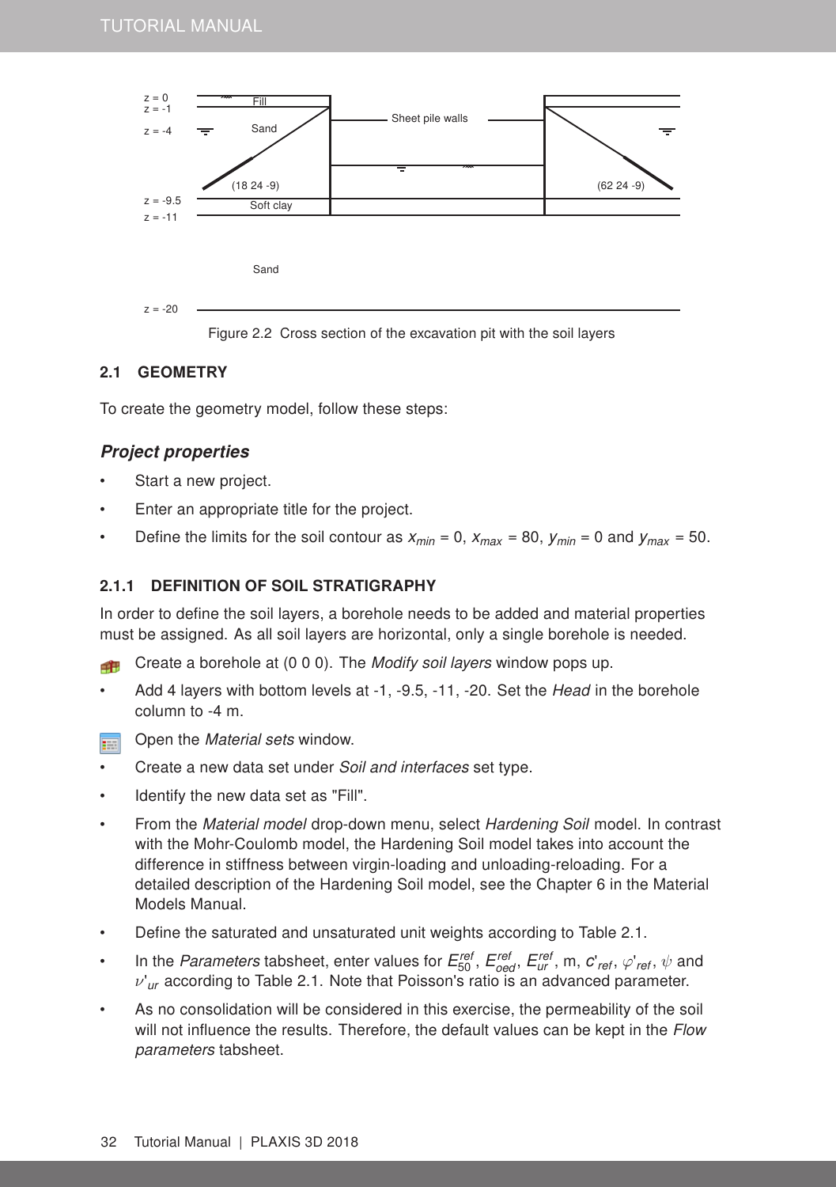Figure 2.2 Cross section of the excavation pit with the soil layers

## 2.1 GEOMETRY

To create the geometry model, follow these steps:

### *Project properties*

- Start a new project.
- Enter an appropriate title for the project.
- Define the limits for the soil contour as $x_{min}$ = 0, $x_{max}$ = 80, $y_{min}$ = 0 and $y_{max}$ = 50.

### 2.1.1 DEFINITION OF SOIL STRATIGRAPHY

In order to define the soil layers, a borehole needs to be added and material properties must be assigned. As all soil layers are horizontal, only a single borehole is needed.

- Create a borehole at (0 0 0). The *Modify soil layers* window pops up.
- Add 4 layers with bottom levels at -1, -9.5, -11, -20. Set the *Head* in the borehole column to -4 m.
- Open the *Material sets* window.
- Create a new data set under *Soil and interfaces* set type.
- Identify the new data set as "Fill".
- From the *Material model* drop-down menu, select *Hardening Soil* model. In contrast with the Mohr-Coulomb model, the Hardening Soil model takes into account the difference in stiffness between virgin-loading and unloading-reloading. For a detailed description of the Hardening Soil model, see the Chapter 6 in the Material Models Manual.
- Define the saturated and unsaturated unit weights according to Table 2.1.
- In the *Parameters* tabsheet, enter values for $E_{50}^{ref}$, $E_{oed}^{ref}$, $E_{ur}^{ref}$, m, $c'_{ref}$, $\varphi'_{ref}$, $\psi$ and $\nu'_{ur}$ according to Table 2.1. Note that Poisson's ratio is an advanced parameter.
- As no consolidation will be considered in this exercise, the permeability of the soil will not influence the results. Therefore, the default values can be kept in the *Flow parameters* tabsheet.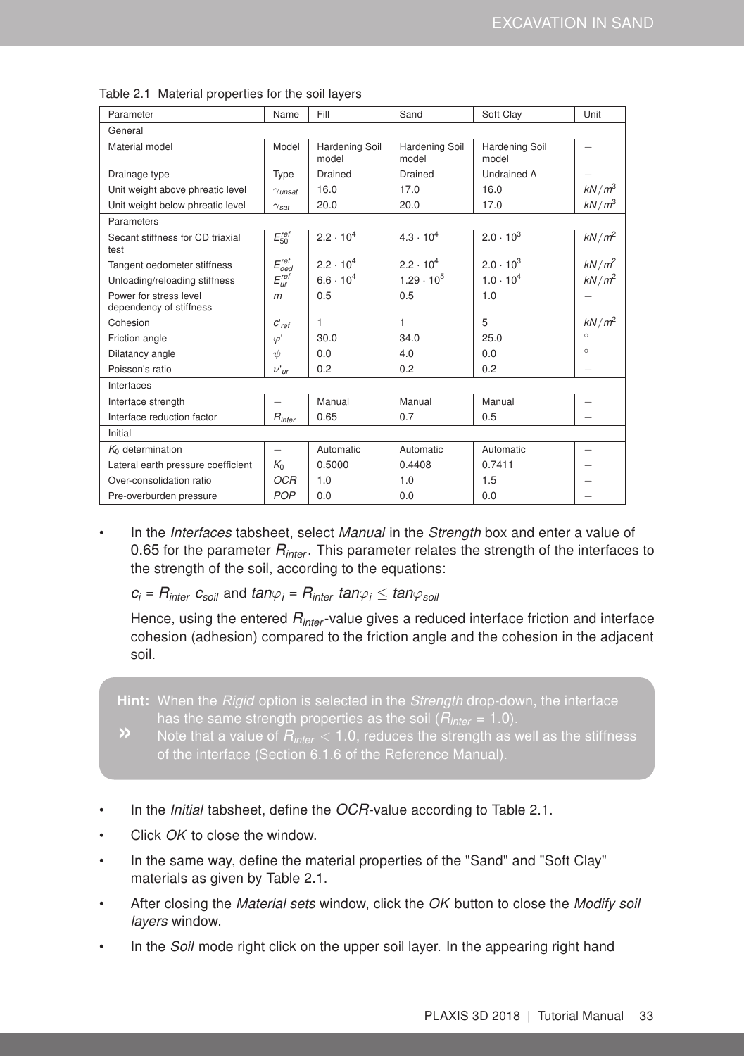Table 2.1 Material properties for the soil layers

| Parameter | Name | Fill | Sand | Soft Clay | Unit |
|---|---|---|---|---|---|
| General | | | | | |
| Material model | Model | Hardening Soil model | Hardening Soil model | Hardening Soil model | – |
| Drainage type | Type | Drained | Drained | Undrained A | – |
| Unit weight above phreatic level | $\gamma_{unsat}$ | 16.0 | 17.0 | 16.0 | $kN/m^3$ |
| Unit weight below phreatic level | $\gamma_{sat}$ | 20.0 | 20.0 | 17.0 | $kN/m^3$ |
| Parameters | | | | | |
| Secant stiffness for CD triaxial test | $E_{50}^{ref}$ | $2.2 \cdot 10^4$ | $4.3 \cdot 10^4$ | $2.0 \cdot 10^3$ | $kN/m^2$ |
| Tangent oedometer stiffness | $E_{oed}^{ref}$ | $2.2 \cdot 10^4$ | $2.2 \cdot 10^4$ | $2.0 \cdot 10^3$ | $kN/m^2$ |
| Unloading/reloading stiffness | $E_{ur}^{ref}$ | $6.6 \cdot 10^4$ | $1.29 \cdot 10^5$ | $1.0 \cdot 10^4$ | $kN/m^2$ |
| Power for stress level dependency of stiffness | $m$ | 0.5 | 0.5 | 1.0 | – |
| Cohesion | $c'_{ref}$ | 1 | 1 | 5 | $kN/m^2$ |
| Friction angle | $\varphi'$ | 30.0 | 34.0 | 25.0 | ° |
| Dilatancy angle | $\psi$ | 0.0 | 4.0 | 0.0 | ° |
| Poisson's ratio | $\nu'_{ur}$ | 0.2 | 0.2 | 0.2 | – |
| Interfaces | | | | | |
| Interface strength | – | Manual | Manual | Manual | – |
| Interface reduction factor | $R_{inter}$ | 0.65 | 0.7 | 0.5 | – |
| Initial | | | | | |
| $K_0$ determination | – | Automatic | Automatic | Automatic | – |
| Lateral earth pressure coefficient | $K_0$ | 0.5000 | 0.4408 | 0.7411 | – |
| Over-consolidation ratio | $OCR$ | 1.0 | 1.0 | 1.5 | – |
| Pre-overburden pressure | $POP$ | 0.0 | 0.0 | 0.0 | – |

- In the *Interfaces* tabsheet, select *Manual* in the *Strength* box and enter a value of 0.65 for the parameter $R_{inter}$. This parameter relates the strength of the interfaces to the strength of the soil, according to the equations:

  $c_i = R_{inter}\ c_{soil}$ and $tan\varphi_i = R_{inter}\ tan\varphi_i \leq tan\varphi_{soil}$

  Hence, using the entered $R_{inter}$-value gives a reduced interface friction and interface cohesion (adhesion) compared to the friction angle and the cohesion in the adjacent soil.

> **Hint:** When the *Rigid* option is selected in the *Strength* drop-down, the interface has the same strength properties as the soil ($R_{inter}$ = 1.0).
> » Note that a value of $R_{inter} < 1.0$, reduces the strength as well as the stiffness of the interface (Section 6.1.6 of the Reference Manual).

- In the *Initial* tabsheet, define the *OCR*-value according to Table 2.1.
- Click *OK* to close the window.
- In the same way, define the material properties of the "Sand" and "Soft Clay" materials as given by Table 2.1.
- After closing the *Material sets* window, click the *OK* button to close the *Modify soil layers* window.
- In the *Soil* mode right click on the upper soil layer. In the appearing right hand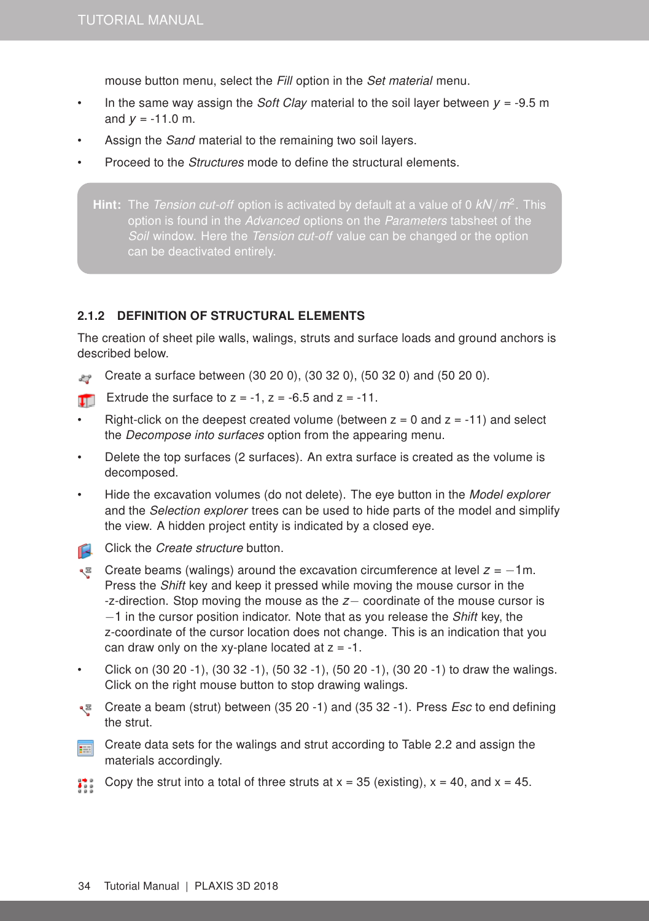mouse button menu, select the *Fill* option in the *Set material* menu.

- In the same way assign the *Soft Clay* material to the soil layer between $y$ = -9.5 m and $y$ = -11.0 m.
- Assign the *Sand* material to the remaining two soil layers.
- Proceed to the *Structures* mode to define the structural elements.

> **Hint:** The *Tension cut-off* option is activated by default at a value of 0 $kN/m^2$. This option is found in the *Advanced* options on the *Parameters* tabsheet of the *Soil* window. Here the *Tension cut-off* value can be changed or the option can be deactivated entirely.

### 2.1.2 DEFINITION OF STRUCTURAL ELEMENTS

The creation of sheet pile walls, walings, struts and surface loads and ground anchors is described below.

- Create a surface between (30 20 0), (30 32 0), (50 32 0) and (50 20 0).
- Extrude the surface to z = -1, z = -6.5 and z = -11.
- Right-click on the deepest created volume (between z = 0 and z = -11) and select the *Decompose into surfaces* option from the appearing menu.
- Delete the top surfaces (2 surfaces). An extra surface is created as the volume is decomposed.
- Hide the excavation volumes (do not delete). The eye button in the *Model explorer* and the *Selection explorer* trees can be used to hide parts of the model and simplify the view. A hidden project entity is indicated by a closed eye.
- Click the *Create structure* button.
- Create beams (walings) around the excavation circumference at level $z = -1$m. Press the *Shift* key and keep it pressed while moving the mouse cursor in the -z-direction. Stop moving the mouse as the $z-$ coordinate of the mouse cursor is $-1$ in the cursor position indicator. Note that as you release the *Shift* key, the z-coordinate of the cursor location does not change. This is an indication that you can draw only on the xy-plane located at z = -1.
- Click on (30 20 -1), (30 32 -1), (50 32 -1), (50 20 -1), (30 20 -1) to draw the walings. Click on the right mouse button to stop drawing walings.
- Create a beam (strut) between (35 20 -1) and (35 32 -1). Press *Esc* to end defining the strut.
- Create data sets for the walings and strut according to Table 2.2 and assign the materials accordingly.
- Copy the strut into a total of three struts at x = 35 (existing), x = 40, and x = 45.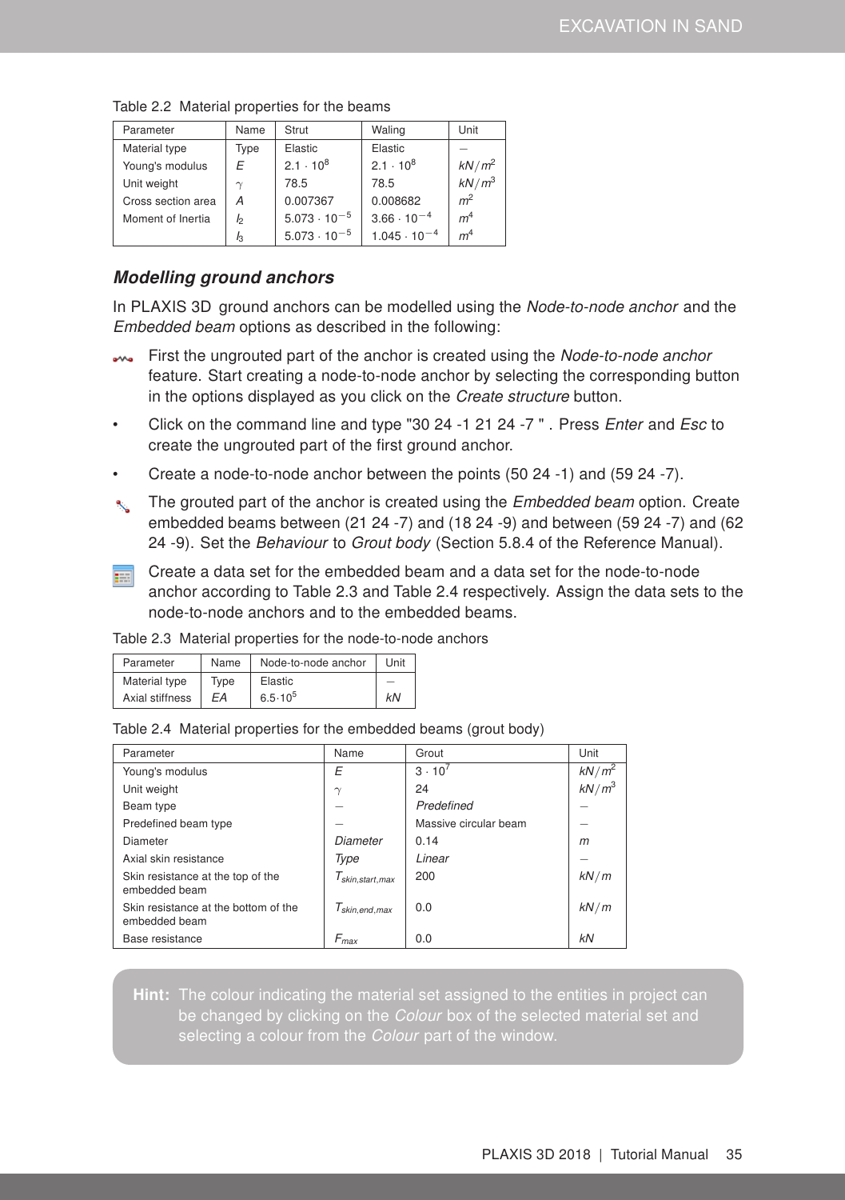Table 2.2 Material properties for the beams

| Parameter | Name | Strut | Waling | Unit |
|---|---|---|---|---|
| Material type | Type | Elastic | Elastic | – |
| Young's modulus | $E$ | $2.1 \cdot 10^8$ | $2.1 \cdot 10^8$ | $kN/m^2$ |
| Unit weight | $\gamma$ | 78.5 | 78.5 | $kN/m^3$ |
| Cross section area | $A$ | 0.007367 | 0.008682 | $m^2$ |
| Moment of Inertia | $I_2$ | $5.073 \cdot 10^{-5}$ | $3.66 \cdot 10^{-4}$ | $m^4$ |
| | $I_3$ | $5.073 \cdot 10^{-5}$ | $1.045 \cdot 10^{-4}$ | $m^4$ |

### *Modelling ground anchors*

In PLAXIS 3D ground anchors can be modelled using the *Node-to-node anchor* and the *Embedded beam* options as described in the following:

- First the ungrouted part of the anchor is created using the *Node-to-node anchor* feature. Start creating a node-to-node anchor by selecting the corresponding button in the options displayed as you click on the *Create structure* button.
- Click on the command line and type "30 24 -1 21 24 -7 " . Press *Enter* and *Esc* to create the ungrouted part of the first ground anchor.
- Create a node-to-node anchor between the points (50 24 -1) and (59 24 -7).
- The grouted part of the anchor is created using the *Embedded beam* option. Create embedded beams between (21 24 -7) and (18 24 -9) and between (59 24 -7) and (62 24 -9). Set the *Behaviour* to *Grout body* (Section 5.8.4 of the Reference Manual).
- Create a data set for the embedded beam and a data set for the node-to-node anchor according to Table 2.3 and Table 2.4 respectively. Assign the data sets to the node-to-node anchors and to the embedded beams.

Table 2.3 Material properties for the node-to-node anchors

| Parameter | Name | Node-to-node anchor | Unit |
|---|---|---|---|
| Material type | Type | Elastic | – |
| Axial stiffness | $EA$ | $6.5 \cdot 10^5$ | $kN$ |

Table 2.4 Material properties for the embedded beams (grout body)

| Parameter | Name | Grout | Unit |
|---|---|---|---|
| Young's modulus | $E$ | $3 \cdot 10^7$ | $kN/m^2$ |
| Unit weight | $\gamma$ | 24 | $kN/m^3$ |
| Beam type | – | *Predefined* | – |
| Predefined beam type | – | Massive circular beam | – |
| Diameter | *Diameter* | 0.14 | $m$ |
| Axial skin resistance | *Type* | *Linear* | – |
| Skin resistance at the top of the embedded beam | $T_{skin,start,max}$ | 200 | $kN/m$ |
| Skin resistance at the bottom of the embedded beam | $T_{skin,end,max}$ | 0.0 | $kN/m$ |
| Base resistance | $F_{max}$ | 0.0 | $kN$ |

**Hint:** The colour indicating the material set assigned to the entities in project can be changed by clicking on the *Colour* box of the selected material set and selecting a colour from the *Colour* part of the window.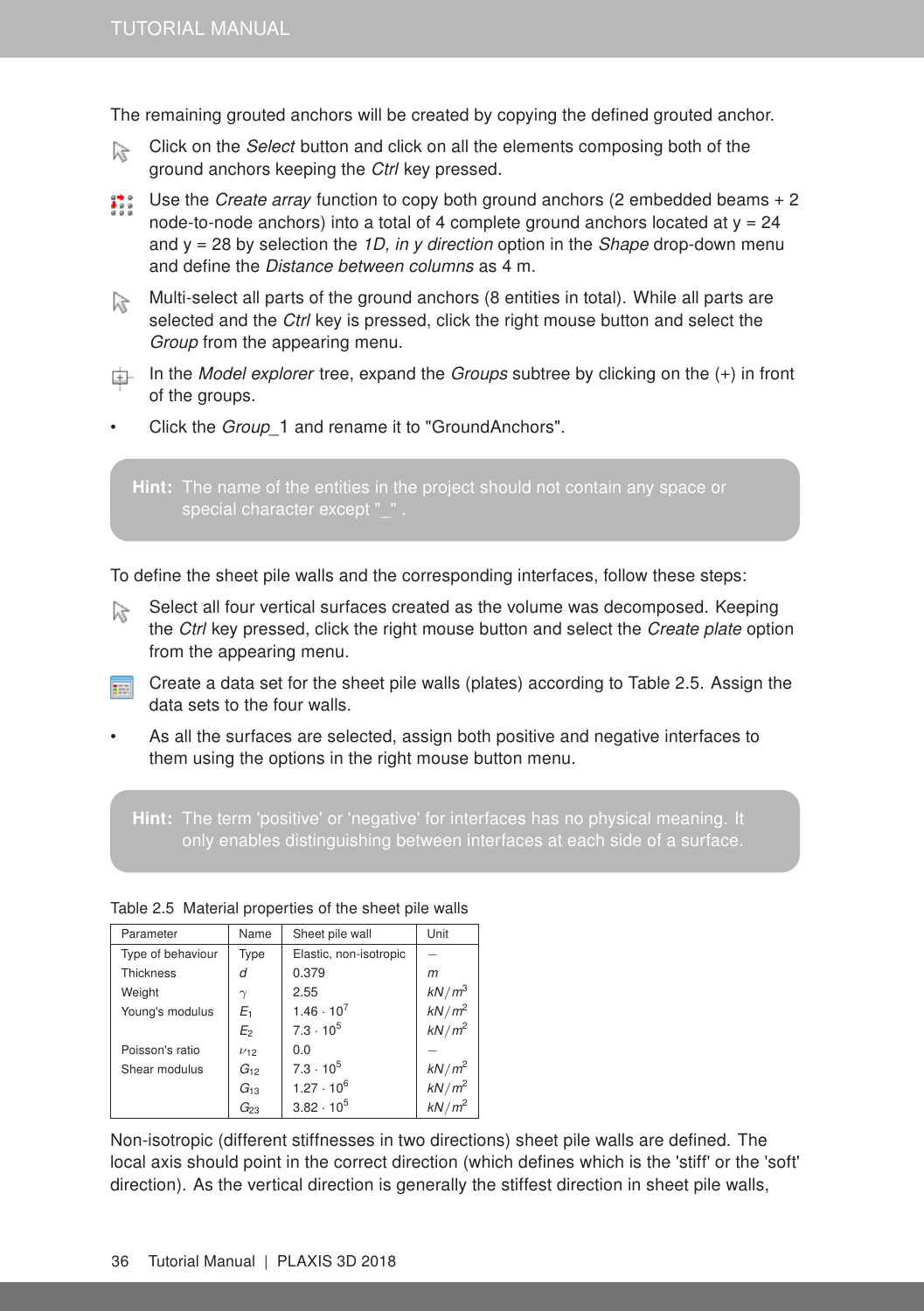The remaining grouted anchors will be created by copying the defined grouted anchor.

- Click on the *Select* button and click on all the elements composing both of the ground anchors keeping the *Ctrl* key pressed.
- Use the *Create array* function to copy both ground anchors (2 embedded beams + 2 node-to-node anchors) into a total of 4 complete ground anchors located at y = 24 and y = 28 by selection the *1D, in y direction* option in the *Shape* drop-down menu and define the *Distance between columns* as 4 m.
- Multi-select all parts of the ground anchors (8 entities in total). While all parts are selected and the *Ctrl* key is pressed, click the right mouse button and select the *Group* from the appearing menu.
- In the *Model explorer* tree, expand the *Groups* subtree by clicking on the (+) in front of the groups.
- Click the *Group*_1 and rename it to "GroundAnchors".

> **Hint:** The name of the entities in the project should not contain any space or special character except "_" .

To define the sheet pile walls and the corresponding interfaces, follow these steps:

- Select all four vertical surfaces created as the volume was decomposed. Keeping the *Ctrl* key pressed, click the right mouse button and select the *Create plate* option from the appearing menu.
- Create a data set for the sheet pile walls (plates) according to Table 2.5. Assign the data sets to the four walls.
- As all the surfaces are selected, assign both positive and negative interfaces to them using the options in the right mouse button menu.

> **Hint:** The term 'positive' or 'negative' for interfaces has no physical meaning. It only enables distinguishing between interfaces at each side of a surface.

Table 2.5 Material properties of the sheet pile walls

| Parameter | Name | Sheet pile wall | Unit |
|---|---|---|---|
| Type of behaviour | Type | Elastic, non-isotropic | – |
| Thickness | $d$ | 0.379 | $m$ |
| Weight | $\gamma$ | 2.55 | $kN/m^3$ |
| Young's modulus | $E_1$ | $1.46 \cdot 10^7$ | $kN/m^2$ |
| | $E_2$ | $7.3 \cdot 10^5$ | $kN/m^2$ |
| Poisson's ratio | $\nu_{12}$ | 0.0 | – |
| Shear modulus | $G_{12}$ | $7.3 \cdot 10^5$ | $kN/m^2$ |
| | $G_{13}$ | $1.27 \cdot 10^6$ | $kN/m^2$ |
| | $G_{23}$ | $3.82 \cdot 10^5$ | $kN/m^2$ |

Non-isotropic (different stiffnesses in two directions) sheet pile walls are defined. The local axis should point in the correct direction (which defines which is the 'stiff' or the 'soft' direction). As the vertical direction is generally the stiffest direction in sheet pile walls,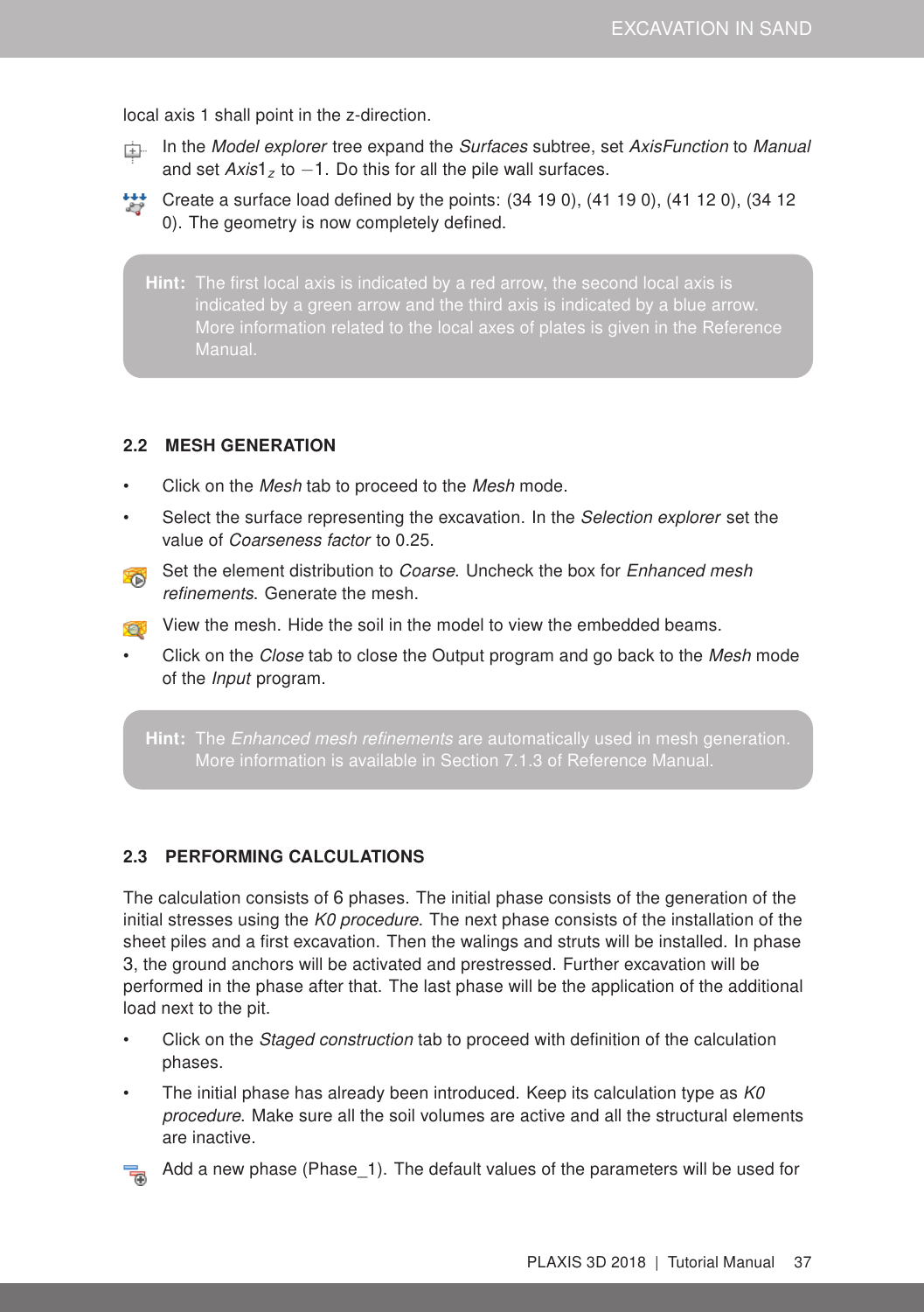local axis 1 shall point in the z-direction.

- In the *Model explorer* tree expand the *Surfaces* subtree, set *AxisFunction* to *Manual* and set $Axis1_z$ to $-1$. Do this for all the pile wall surfaces.
- Create a surface load defined by the points: (34 19 0), (41 19 0), (41 12 0), (34 12 0). The geometry is now completely defined.

> **Hint:** The first local axis is indicated by a red arrow, the second local axis is indicated by a green arrow and the third axis is indicated by a blue arrow. More information related to the local axes of plates is given in the Reference Manual.

### 2.2 MESH GENERATION

- Click on the *Mesh* tab to proceed to the *Mesh* mode.
- Select the surface representing the excavation. In the *Selection explorer* set the value of *Coarseness factor* to 0.25.
- Set the element distribution to *Coarse*. Uncheck the box for *Enhanced mesh refinements*. Generate the mesh.
- View the mesh. Hide the soil in the model to view the embedded beams.
- Click on the *Close* tab to close the Output program and go back to the *Mesh* mode of the *Input* program.

> **Hint:** The *Enhanced mesh refinements* are automatically used in mesh generation. More information is available in Section 7.1.3 of Reference Manual.

### 2.3 PERFORMING CALCULATIONS

The calculation consists of 6 phases. The initial phase consists of the generation of the initial stresses using the *K0 procedure*. The next phase consists of the installation of the sheet piles and a first excavation. Then the walings and struts will be installed. In phase 3, the ground anchors will be activated and prestressed. Further excavation will be performed in the phase after that. The last phase will be the application of the additional load next to the pit.

- Click on the *Staged construction* tab to proceed with definition of the calculation phases.
- The initial phase has already been introduced. Keep its calculation type as *K0 procedure*. Make sure all the soil volumes are active and all the structural elements are inactive.
- Add a new phase (Phase_1). The default values of the parameters will be used for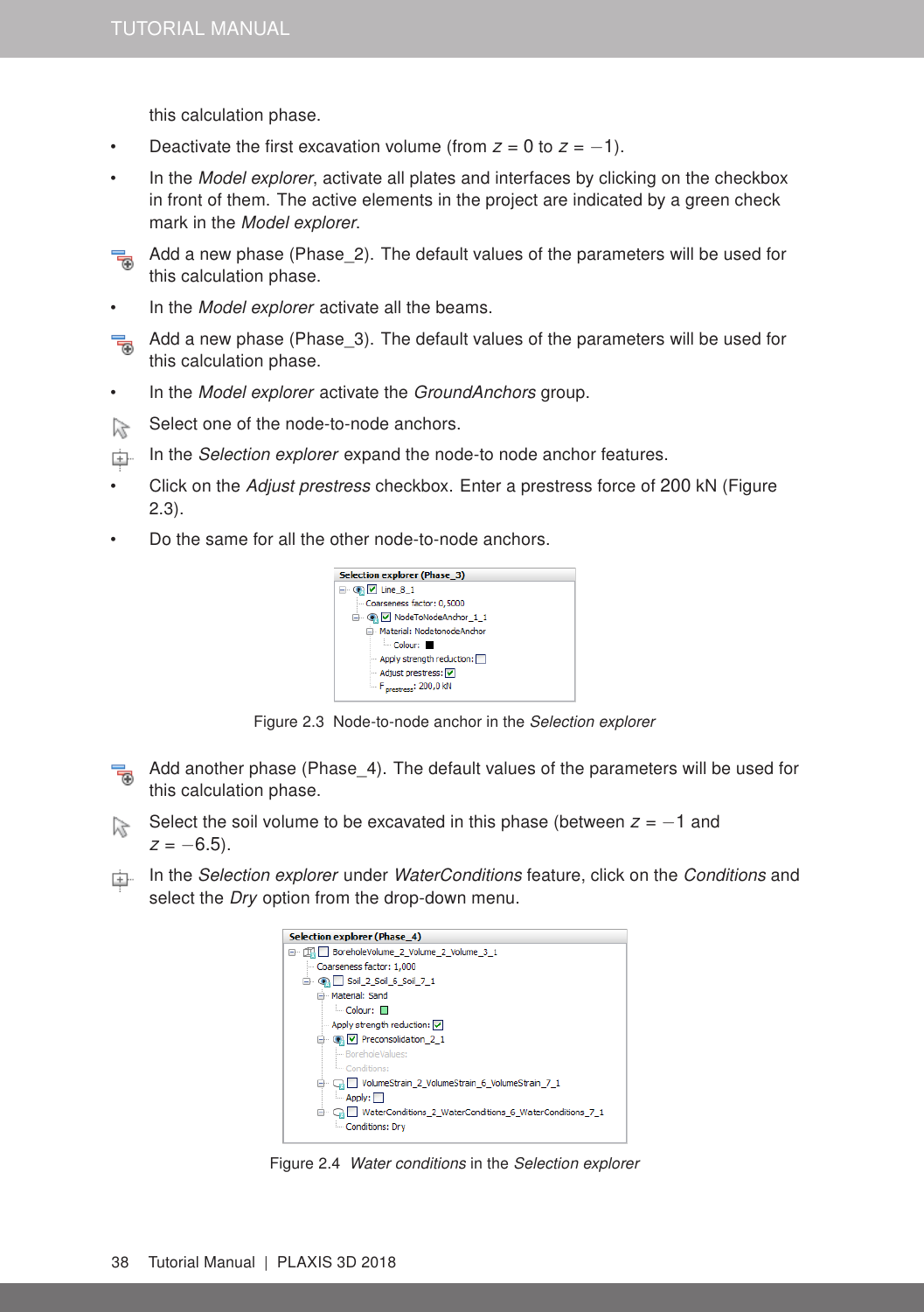this calculation phase.

- Deactivate the first excavation volume (from $z = 0$ to $z = -1$).
- In the *Model explorer*, activate all plates and interfaces by clicking on the checkbox in front of them. The active elements in the project are indicated by a green check mark in the *Model explorer*.

Add a new phase (Phase_2). The default values of the parameters will be used for this calculation phase.

- In the *Model explorer* activate all the beams.

Add a new phase (Phase_3). The default values of the parameters will be used for this calculation phase.

- In the *Model explorer* activate the *GroundAnchors* group.

Select one of the node-to-node anchors.

In the *Selection explorer* expand the node-to node anchor features.

- Click on the *Adjust prestress* checkbox. Enter a prestress force of 200 kN (Figure 2.3).
- Do the same for all the other node-to-node anchors.

Figure 2.3 Node-to-node anchor in the *Selection explorer*

Add another phase (Phase_4). The default values of the parameters will be used for this calculation phase.

Select the soil volume to be excavated in this phase (between $z = -1$ and $z = -6.5$).

In the *Selection explorer* under *WaterConditions* feature, click on the *Conditions* and select the *Dry* option from the drop-down menu.

Figure 2.4 *Water conditions* in the *Selection explorer*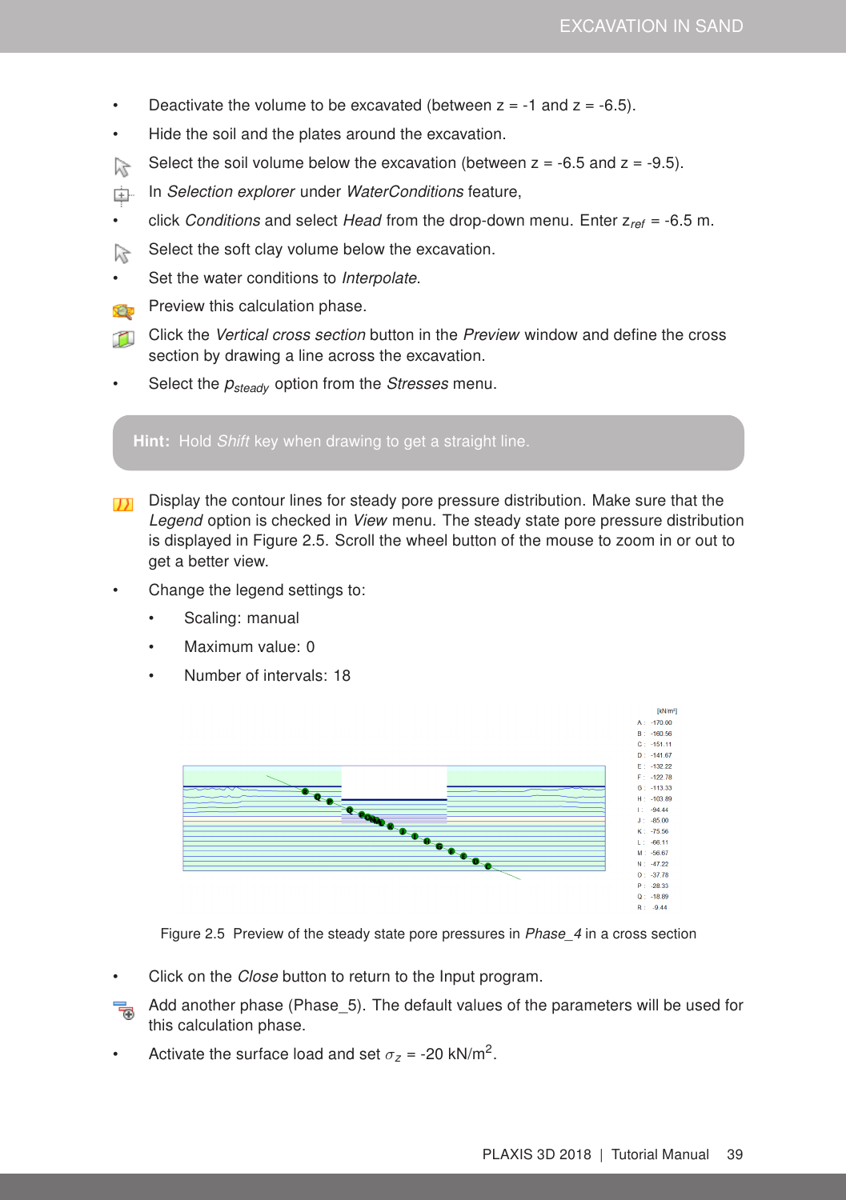- Deactivate the volume to be excavated (between z = -1 and z = -6.5).
- Hide the soil and the plates around the excavation.
- Select the soil volume below the excavation (between z = -6.5 and z = -9.5).
- In *Selection explorer* under *WaterConditions* feature,
- click *Conditions* and select *Head* from the drop-down menu. Enter $z_{ref}$ = -6.5 m.
- Select the soft clay volume below the excavation.
- Set the water conditions to *Interpolate*.
- Preview this calculation phase.
- Click the *Vertical cross section* button in the *Preview* window and define the cross section by drawing a line across the excavation.
- Select the $p_{steady}$ option from the *Stresses* menu.

> **Hint:** Hold *Shift* key when drawing to get a straight line.

- Display the contour lines for steady pore pressure distribution. Make sure that the *Legend* option is checked in *View* menu. The steady state pore pressure distribution is displayed in Figure 2.5. Scroll the wheel button of the mouse to zoom in or out to get a better view.
- Change the legend settings to:
  - Scaling: manual
  - Maximum value: 0
  - Number of intervals: 18

Figure 2.5 Preview of the steady state pore pressures in *Phase_4* in a cross section

- Click on the *Close* button to return to the Input program.
- Add another phase (Phase_5). The default values of the parameters will be used for this calculation phase.
- Activate the surface load and set $\sigma_z$ = -20 kN/m$^2$.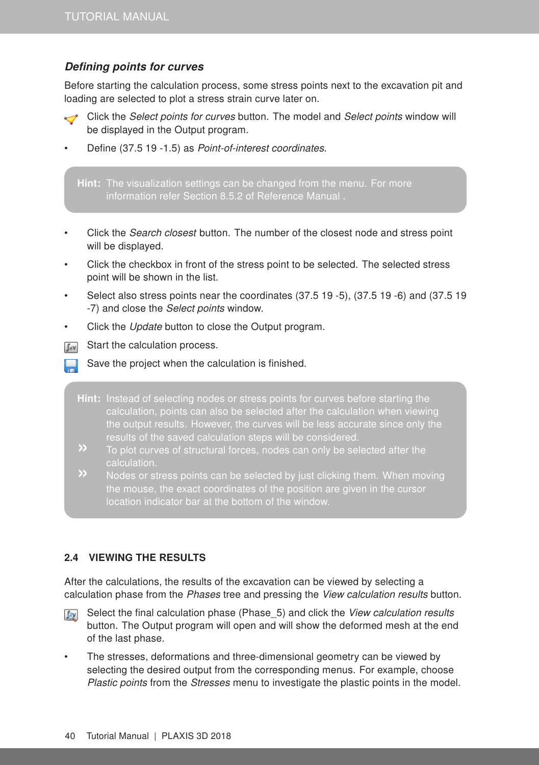### *Defining points for curves*

Before starting the calculation process, some stress points next to the excavation pit and loading are selected to plot a stress strain curve later on.

- Click the *Select points for curves* button. The model and *Select points* window will be displayed in the Output program.
- Define (37.5 19 -1.5) as *Point-of-interest coordinates*.

> **Hint:** The visualization settings can be changed from the menu. For more information refer Section 8.5.2 of Reference Manual .

- Click the *Search closest* button. The number of the closest node and stress point will be displayed.
- Click the checkbox in front of the stress point to be selected. The selected stress point will be shown in the list.
- Select also stress points near the coordinates (37.5 19 -5), (37.5 19 -6) and (37.5 19 -7) and close the *Select points* window.
- Click the *Update* button to close the Output program.
- Start the calculation process.
- Save the project when the calculation is finished.

> **Hint:** Instead of selecting nodes or stress points for curves before starting the calculation, points can also be selected after the calculation when viewing the output results. However, the curves will be less accurate since only the results of the saved calculation steps will be considered.
>
> » To plot curves of structural forces, nodes can only be selected after the calculation.
>
> » Nodes or stress points can be selected by just clicking them. When moving the mouse, the exact coordinates of the position are given in the cursor location indicator bar at the bottom of the window.

## 2.4 VIEWING THE RESULTS

After the calculations, the results of the excavation can be viewed by selecting a calculation phase from the *Phases* tree and pressing the *View calculation results* button.

- Select the final calculation phase (Phase_5) and click the *View calculation results* button. The Output program will open and will show the deformed mesh at the end of the last phase.
- The stresses, deformations and three-dimensional geometry can be viewed by selecting the desired output from the corresponding menus. For example, choose *Plastic points* from the *Stresses* menu to investigate the plastic points in the model.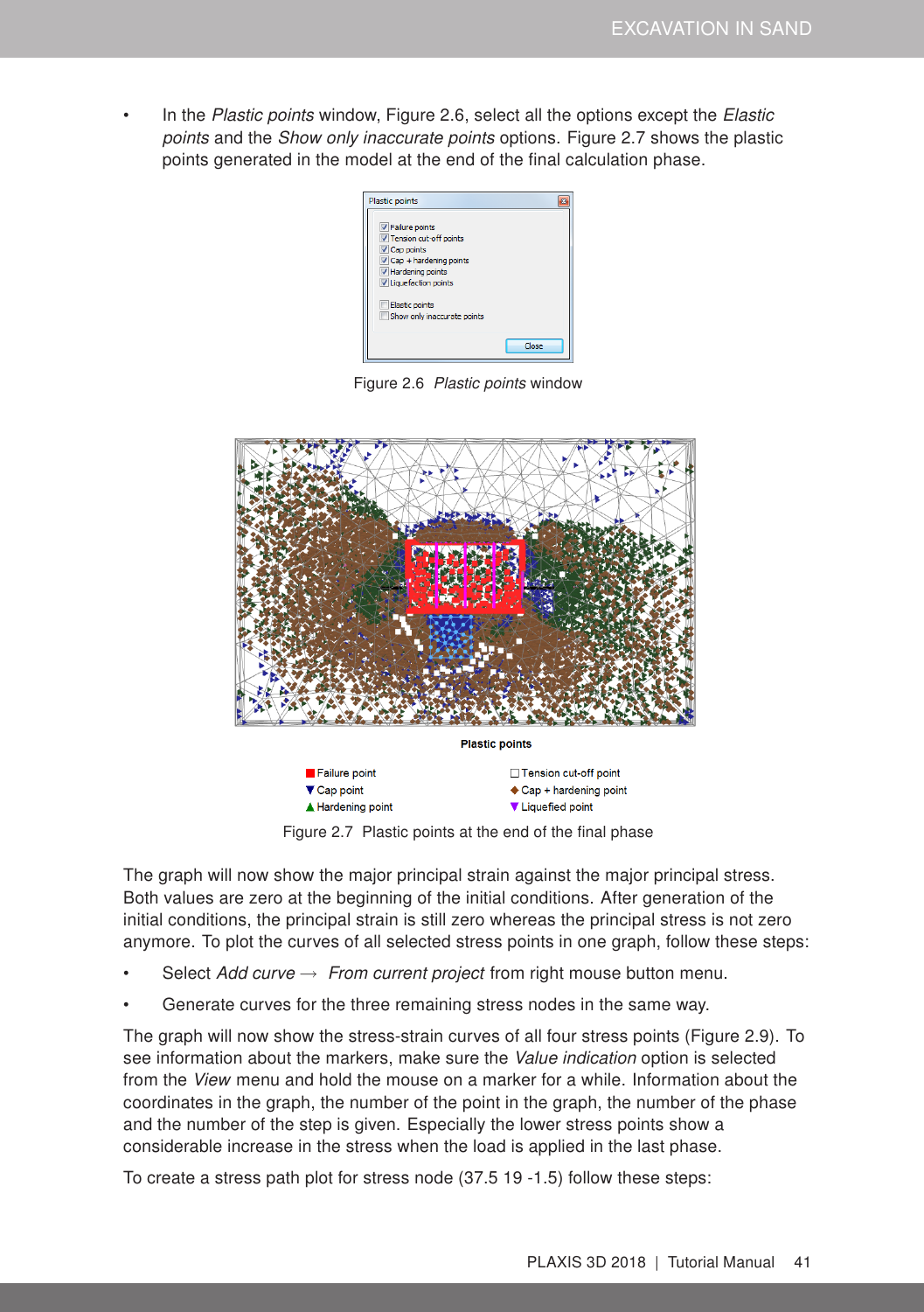- In the *Plastic points* window, Figure 2.6, select all the options except the *Elastic points* and the *Show only inaccurate points* options. Figure 2.7 shows the plastic points generated in the model at the end of the final calculation phase.

Figure 2.6 *Plastic points* window

Figure 2.7 Plastic points at the end of the final phase

The graph will now show the major principal strain against the major principal stress. Both values are zero at the beginning of the initial conditions. After generation of the initial conditions, the principal strain is still zero whereas the principal stress is not zero anymore. To plot the curves of all selected stress points in one graph, follow these steps:

- Select *Add curve* → *From current project* from right mouse button menu.
- Generate curves for the three remaining stress nodes in the same way.

The graph will now show the stress-strain curves of all four stress points (Figure 2.9). To see information about the markers, make sure the *Value indication* option is selected from the *View* menu and hold the mouse on a marker for a while. Information about the coordinates in the graph, the number of the point in the graph, the number of the phase and the number of the step is given. Especially the lower stress points show a considerable increase in the stress when the load is applied in the last phase.

To create a stress path plot for stress node (37.5 19 -1.5) follow these steps: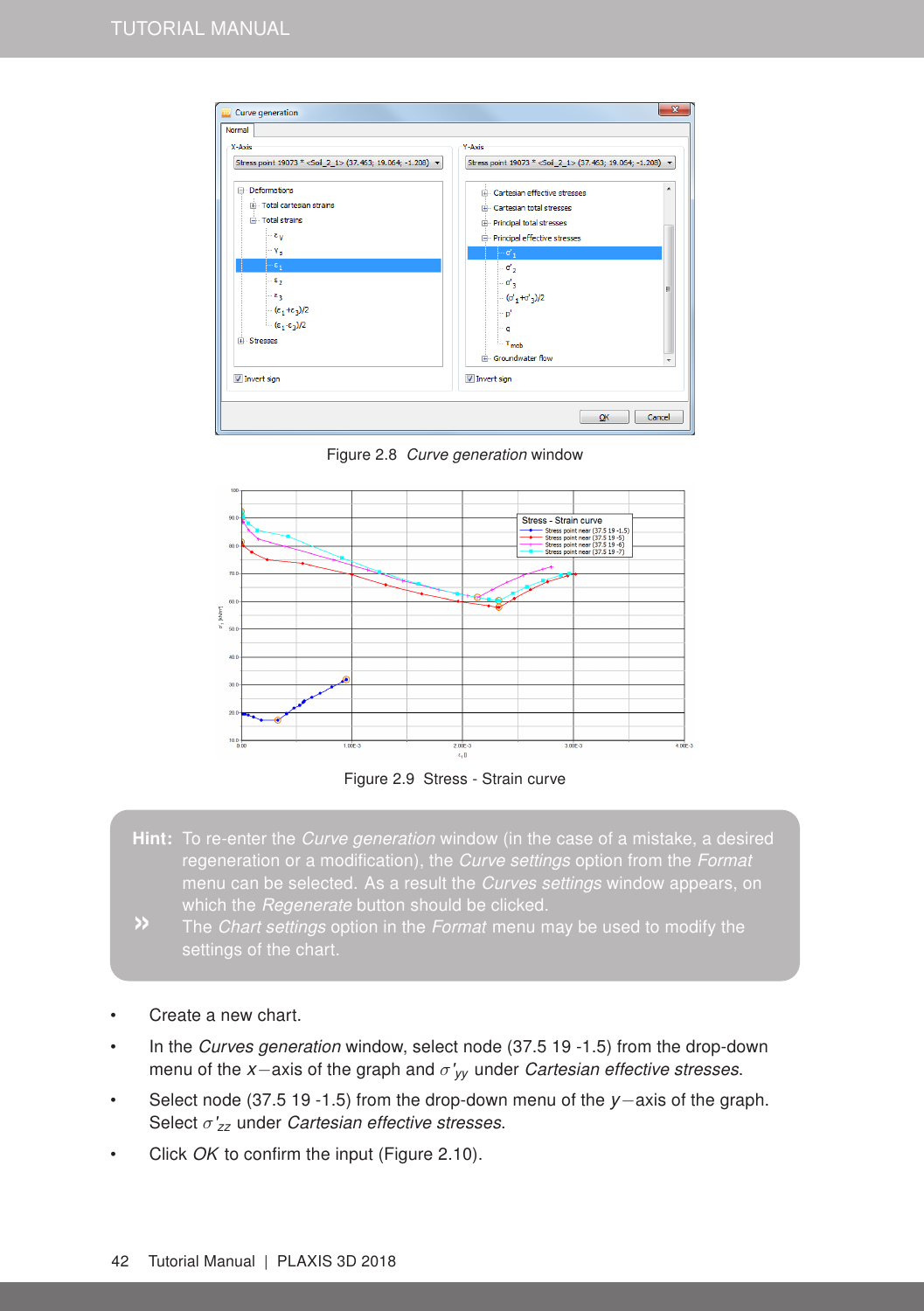Figure 2.8 *Curve generation* window

Figure 2.9 Stress - Strain curve

> **Hint:** To re-enter the *Curve generation* window (in the case of a mistake, a desired regeneration or a modification), the *Curve settings* option from the *Format* menu can be selected. As a result the *Curves settings* window appears, on which the *Regenerate* button should be clicked.
> » The *Chart settings* option in the *Format* menu may be used to modify the settings of the chart.

- Create a new chart.
- In the *Curves generation* window, select node (37.5 19 -1.5) from the drop-down menu of the $x$−axis of the graph and $\sigma'_{yy}$ under *Cartesian effective stresses*.
- Select node (37.5 19 -1.5) from the drop-down menu of the $y$−axis of the graph. Select $\sigma'_{zz}$ under *Cartesian effective stresses*.
- Click *OK* to confirm the input (Figure 2.10).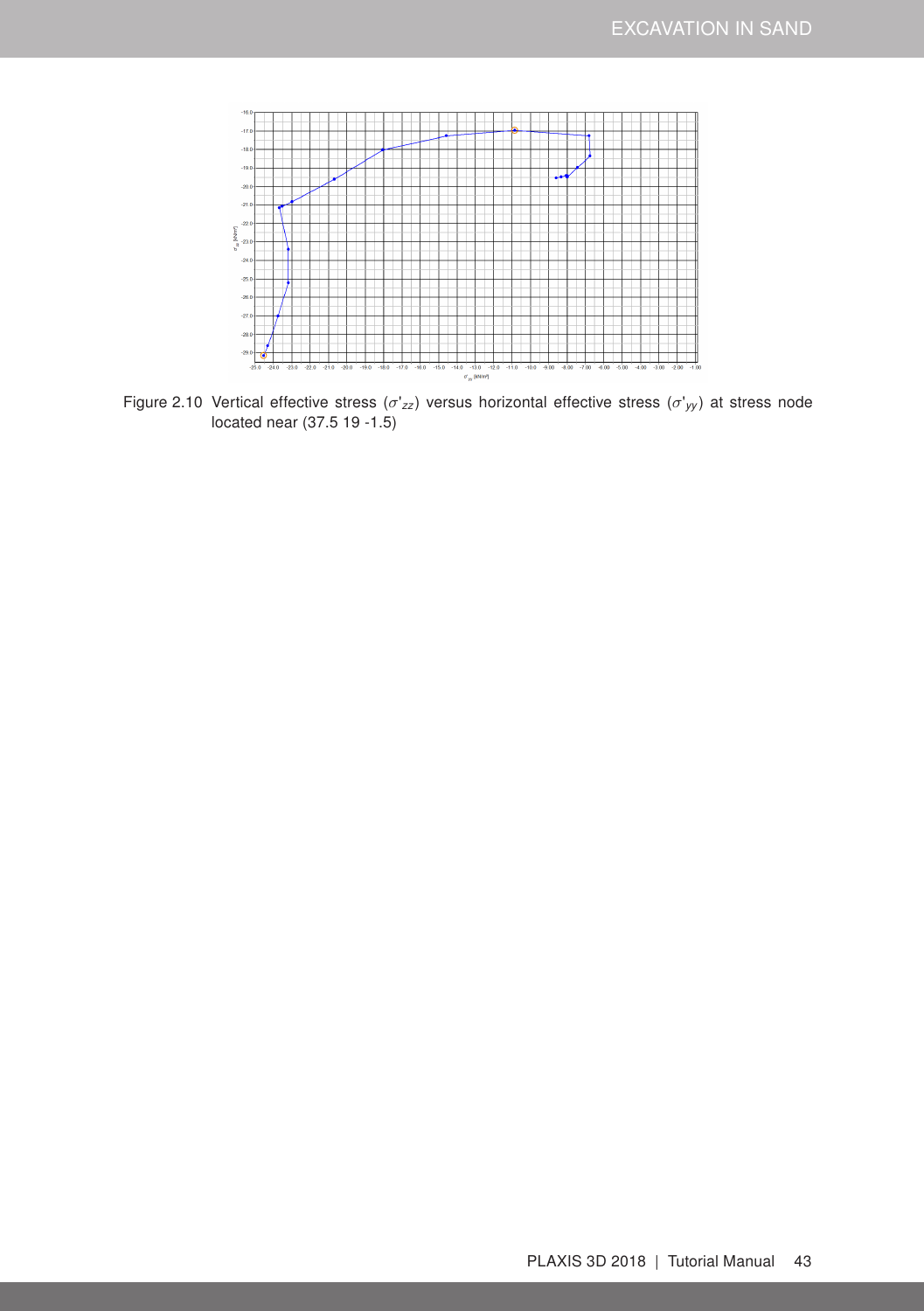-16.0
-17.0
-18.0
-19.0
-20.0
-21.0
-22.0
-23.0
-24.0
-25.0
-26.0
-27.0
-28.0
-29.0

$\sigma'_{zz}$ [kN/m²]

-25.0 -24.0 -23.0 -22.0 -21.0 -20.0 -19.0 -18.0 -17.0 -16.0 -15.0 -14.0 -13.0 -12.0 -11.0 -10.0 -9.00 -8.00 -7.00 -6.00 -5.00 -4.00 -3.00 -2.00 -1.00

$\sigma'_{yy}$ [kN/m²]

Figure 2.10 Vertical effective stress ($\sigma'_{zz}$) versus horizontal effective stress ($\sigma'_{yy}$) at stress node located near (37.5 19 -1.5)